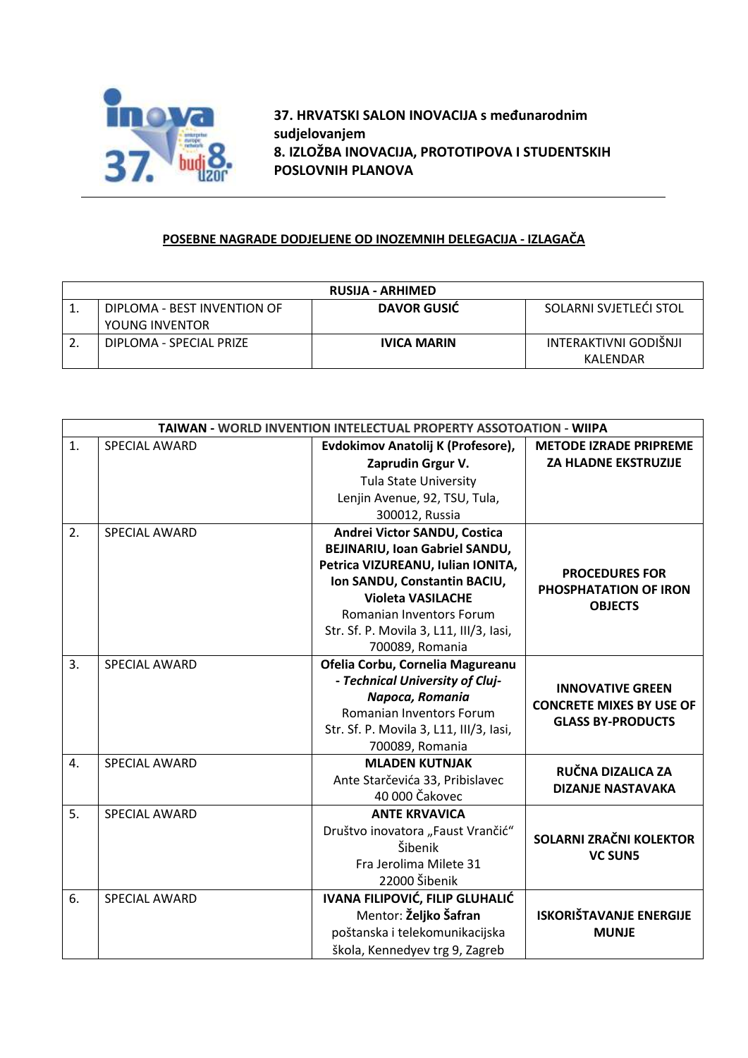**37. HRVATSKI SALON INOVACIJA s međunarodnim sudjelovanjem**
**8. IZLOŽBA INOVACIJA, PROTOTIPOVA I STUDENTSKIH POSLOVNIH PLANOVA**

---

## POSEBNE NAGRADE DODJELJENE OD INOZEMNIH DELEGACIJA - IZLAGAČA

| RUSIJA - ARHIMED | | | |
|---|---|---|---|
| 1. | DIPLOMA - BEST INVENTION OF YOUNG INVENTOR | **DAVOR GUSIĆ** | SOLARNI SVJETLEĆI STOL |
| 2. | DIPLOMA - SPECIAL PRIZE | **IVICA MARIN** | INTERAKTIVNI GODIŠNJI KALENDAR |

| TAIWAN - WORLD INVENTION INTELECTUAL PROPERTY ASSOTOATION - WIIPA | | | |
|---|---|---|---|
| 1. | SPECIAL AWARD | **Evdokimov Anatolij K (Profesore), Zaprudin Grgur V.** Tula State University Lenjin Avenue, 92, TSU, Tula, 300012, Russia | **METODE IZRADE PRIPREME ZA HLADNE EKSTRUZIJE** |
| 2. | SPECIAL AWARD | **Andrei Victor SANDU, Costica BEJINARIU, Ioan Gabriel SANDU, Petrica VIZUREANU, Iulian IONITA, Ion SANDU, Constantin BACIU, Violeta VASILACHE** Romanian Inventors Forum Str. Sf. P. Movila 3, L11, III/3, Iasi, 700089, Romania | **PROCEDURES FOR PHOSPHATATION OF IRON OBJECTS** |
| 3. | SPECIAL AWARD | **Ofelia Corbu, Cornelia Magureanu** ***- Technical University of Cluj-Napoca, Romania*** Romanian Inventors Forum Str. Sf. P. Movila 3, L11, III/3, Iasi, 700089, Romania | **INNOVATIVE GREEN CONCRETE MIXES BY USE OF GLASS BY-PRODUCTS** |
| 4. | SPECIAL AWARD | **MLADEN KUTNJAK** Ante Starčevića 33, Pribislavec 40 000 Čakovec | **RUČNA DIZALICA ZA DIZANJE NASTAVAKA** |
| 5. | SPECIAL AWARD | **ANTE KRVAVICA** Društvo inovatora „Faust Vrančić" Šibenik Fra Jerolima Milete 31 22000 Šibenik | **SOLARNI ZRAČNI KOLEKTOR VC SUN5** |
| 6. | SPECIAL AWARD | **IVANA FILIPOVIĆ, FILIP GLUHALIĆ** Mentor: **Željko Šafran** poštanska i telekomunikacijska škola, Kennedyev trg 9, Zagreb | **ISKORIŠTAVANJE ENERGIJE MUNJE** |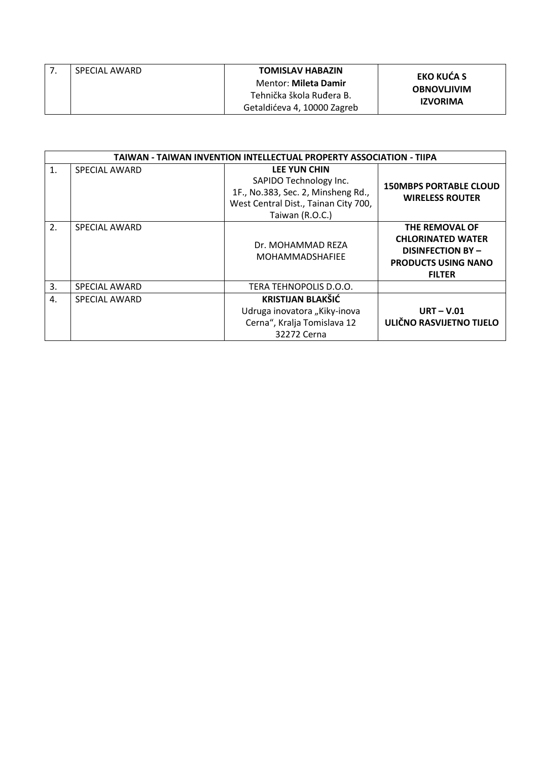| | | | |
|---|---|---|---|
| 7. | SPECIAL AWARD | **TOMISLAV HABAZIN**<br>Mentor: **Mileta Damir**<br>Tehnička škola Ruđera B. Getaldićeva 4, 10000 Zagreb | **EKO KUĆA S OBNOVLJIVIM IZVORIMA** |

| **TAIWAN - TAIWAN INVENTION INTELLECTUAL PROPERTY ASSOCIATION - TIIPA** | | | |
|---|---|---|---|
| 1. | SPECIAL AWARD | **LEE YUN CHIN**<br>SAPIDO Technology Inc.<br>1F., No.383, Sec. 2, Minsheng Rd., West Central Dist., Tainan City 700, Taiwan (R.O.C.) | **150MBPS PORTABLE CLOUD WIRELESS ROUTER** |
| 2. | SPECIAL AWARD | Dr. MOHAMMAD REZA MOHAMMADSHAFIEE | **THE REMOVAL OF CHLORINATED WATER DISINFECTION BY – PRODUCTS USING NANO FILTER** |
| 3. | SPECIAL AWARD | TERA TEHNOPOLIS D.O.O. | |
| 4. | SPECIAL AWARD | **KRISTIJAN BLAKŠIĆ**<br>Udruga inovatora „Kiky-inova Cerna", Kralja Tomislava 12 32272 Cerna | **URT – V.01 ULIČNO RASVIJETNO TIJELO** |